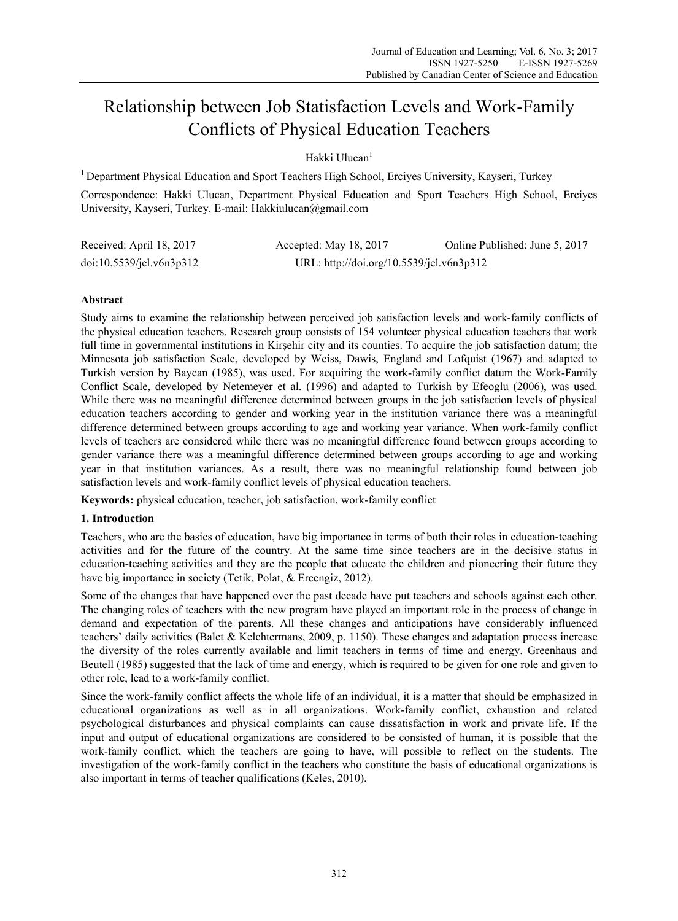# Relationship between Job Statisfaction Levels and Work-Family Conflicts of Physical Education Teachers

Hakki Ulucan[1]

[1] Department Physical Education and Sport Teachers High School, Erciyes University, Kayseri, Turkey

Correspondence: Hakki Ulucan, Department Physical Education and Sport Teachers High School, Erciyes University, Kayseri, Turkey. E-mail: Hakkiulucan@gmail.com

Received: April 18, 2017 Accepted: May 18, 2017 Online Published: June 5, 2017

doi:10.5539/jel.v6n3p312 URL: http://doi.org/10.5539/jel.v6n3p312

## Abstract

Study aims to examine the relationship between perceived job satisfaction levels and work-family conflicts of the physical education teachers. Research group consists of 154 volunteer physical education teachers that work full time in governmental institutions in Kirşehir city and its counties. To acquire the job satisfaction datum; the Minnesota job satisfaction Scale, developed by Weiss, Dawis, England and Lofquist (1967) and adapted to Turkish version by Baycan (1985), was used. For acquiring the work-family conflict datum the Work-Family Conflict Scale, developed by Netemeyer et al. (1996) and adapted to Turkish by Efeoglu (2006), was used. While there was no meaningful difference determined between groups in the job satisfaction levels of physical education teachers according to gender and working year in the institution variance there was a meaningful difference determined between groups according to age and working year variance. When work-family conflict levels of teachers are considered while there was no meaningful difference found between groups according to gender variance there was a meaningful difference determined between groups according to age and working year in that institution variances. As a result, there was no meaningful relationship found between job satisfaction levels and work-family conflict levels of physical education teachers.

**Keywords:** physical education, teacher, job satisfaction, work-family conflict

## 1. Introduction

Teachers, who are the basics of education, have big importance in terms of both their roles in education-teaching activities and for the future of the country. At the same time since teachers are in the decisive status in education-teaching activities and they are the people that educate the children and pioneering their future they have big importance in society (Tetik, Polat, & Ercengiz, 2012).

Some of the changes that have happened over the past decade have put teachers and schools against each other. The changing roles of teachers with the new program have played an important role in the process of change in demand and expectation of the parents. All these changes and anticipations have considerably influenced teachers' daily activities (Balet & Kelchtermans, 2009, p. 1150). These changes and adaptation process increase the diversity of the roles currently available and limit teachers in terms of time and energy. Greenhaus and Beutell (1985) suggested that the lack of time and energy, which is required to be given for one role and given to other role, lead to a work-family conflict.

Since the work-family conflict affects the whole life of an individual, it is a matter that should be emphasized in educational organizations as well as in all organizations. Work-family conflict, exhaustion and related psychological disturbances and physical complaints can cause dissatisfaction in work and private life. If the input and output of educational organizations are considered to be consisted of human, it is possible that the work-family conflict, which the teachers are going to have, will possible to reflect on the students. The investigation of the work-family conflict in the teachers who constitute the basis of educational organizations is also important in terms of teacher qualifications (Keles, 2010).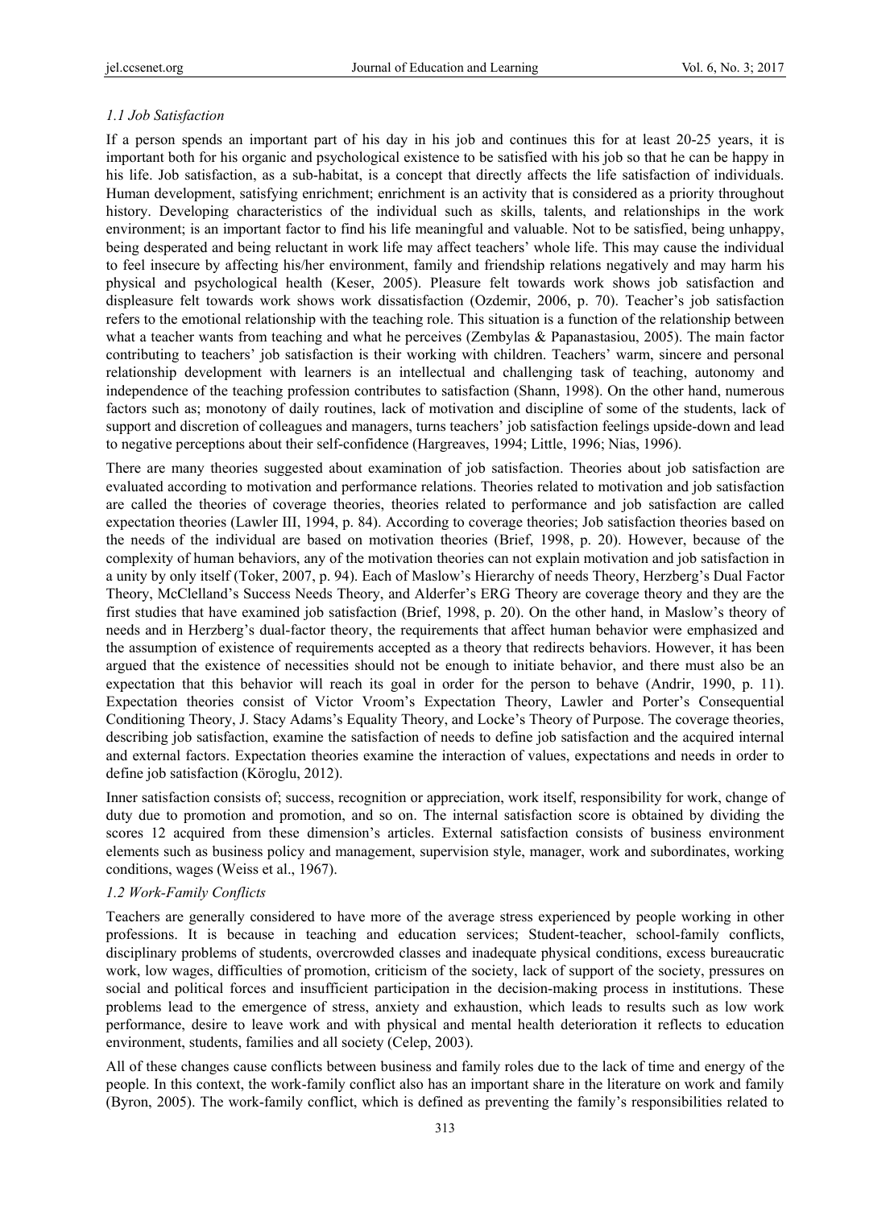### *1.1 Job Satisfaction*

If a person spends an important part of his day in his job and continues this for at least 20-25 years, it is important both for his organic and psychological existence to be satisfied with his job so that he can be happy in his life. Job satisfaction, as a sub-habitat, is a concept that directly affects the life satisfaction of individuals. Human development, satisfying enrichment; enrichment is an activity that is considered as a priority throughout history. Developing characteristics of the individual such as skills, talents, and relationships in the work environment; is an important factor to find his life meaningful and valuable. Not to be satisfied, being unhappy, being desperated and being reluctant in work life may affect teachers' whole life. This may cause the individual to feel insecure by affecting his/her environment, family and friendship relations negatively and may harm his physical and psychological health (Keser, 2005). Pleasure felt towards work shows job satisfaction and displeasure felt towards work shows work dissatisfaction (Ozdemir, 2006, p. 70). Teacher's job satisfaction refers to the emotional relationship with the teaching role. This situation is a function of the relationship between what a teacher wants from teaching and what he perceives (Zembylas & Papanastasiou, 2005). The main factor contributing to teachers' job satisfaction is their working with children. Teachers' warm, sincere and personal relationship development with learners is an intellectual and challenging task of teaching, autonomy and independence of the teaching profession contributes to satisfaction (Shann, 1998). On the other hand, numerous factors such as; monotony of daily routines, lack of motivation and discipline of some of the students, lack of support and discretion of colleagues and managers, turns teachers' job satisfaction feelings upside-down and lead to negative perceptions about their self-confidence (Hargreaves, 1994; Little, 1996; Nias, 1996).

There are many theories suggested about examination of job satisfaction. Theories about job satisfaction are evaluated according to motivation and performance relations. Theories related to motivation and job satisfaction are called the theories of coverage theories, theories related to performance and job satisfaction are called expectation theories (Lawler III, 1994, p. 84). According to coverage theories; Job satisfaction theories based on the needs of the individual are based on motivation theories (Brief, 1998, p. 20). However, because of the complexity of human behaviors, any of the motivation theories can not explain motivation and job satisfaction in a unity by only itself (Toker, 2007, p. 94). Each of Maslow's Hierarchy of needs Theory, Herzberg's Dual Factor Theory, McClelland's Success Needs Theory, and Alderfer's ERG Theory are coverage theory and they are the first studies that have examined job satisfaction (Brief, 1998, p. 20). On the other hand, in Maslow's theory of needs and in Herzberg's dual-factor theory, the requirements that affect human behavior were emphasized and the assumption of existence of requirements accepted as a theory that redirects behaviors. However, it has been argued that the existence of necessities should not be enough to initiate behavior, and there must also be an expectation that this behavior will reach its goal in order for the person to behave (Andrir, 1990, p. 11). Expectation theories consist of Victor Vroom's Expectation Theory, Lawler and Porter's Consequential Conditioning Theory, J. Stacy Adams's Equality Theory, and Locke's Theory of Purpose. The coverage theories, describing job satisfaction, examine the satisfaction of needs to define job satisfaction and the acquired internal and external factors. Expectation theories examine the interaction of values, expectations and needs in order to define job satisfaction (Köroglu, 2012).

Inner satisfaction consists of; success, recognition or appreciation, work itself, responsibility for work, change of duty due to promotion and promotion, and so on. The internal satisfaction score is obtained by dividing the scores 12 acquired from these dimension's articles. External satisfaction consists of business environment elements such as business policy and management, supervision style, manager, work and subordinates, working conditions, wages (Weiss et al., 1967).

### *1.2 Work-Family Conflicts*

Teachers are generally considered to have more of the average stress experienced by people working in other professions. It is because in teaching and education services; Student-teacher, school-family conflicts, disciplinary problems of students, overcrowded classes and inadequate physical conditions, excess bureaucratic work, low wages, difficulties of promotion, criticism of the society, lack of support of the society, pressures on social and political forces and insufficient participation in the decision-making process in institutions. These problems lead to the emergence of stress, anxiety and exhaustion, which leads to results such as low work performance, desire to leave work and with physical and mental health deterioration it reflects to education environment, students, families and all society (Celep, 2003).

All of these changes cause conflicts between business and family roles due to the lack of time and energy of the people. In this context, the work-family conflict also has an important share in the literature on work and family (Byron, 2005). The work-family conflict, which is defined as preventing the family's responsibilities related to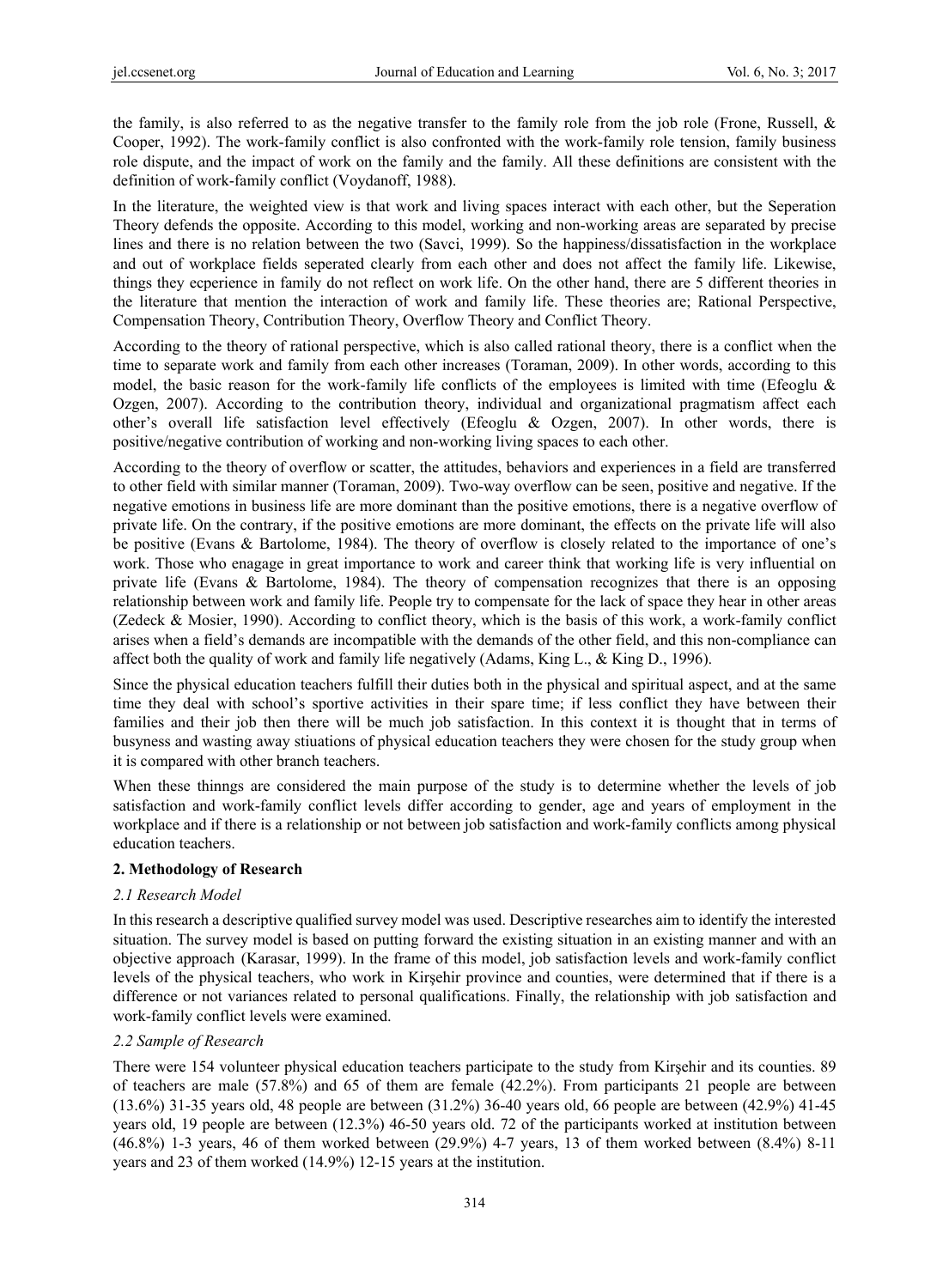the family, is also referred to as the negative transfer to the family role from the job role (Frone, Russell, & Cooper, 1992). The work-family conflict is also confronted with the work-family role tension, family business role dispute, and the impact of work on the family and the family. All these definitions are consistent with the definition of work-family conflict (Voydanoff, 1988).

In the literature, the weighted view is that work and living spaces interact with each other, but the Seperation Theory defends the opposite. According to this model, working and non-working areas are separated by precise lines and there is no relation between the two (Savci, 1999). So the happiness/dissatisfaction in the workplace and out of workplace fields seperated clearly from each other and does not affect the family life. Likewise, things they ecperience in family do not reflect on work life. On the other hand, there are 5 different theories in the literature that mention the interaction of work and family life. These theories are; Rational Perspective, Compensation Theory, Contribution Theory, Overflow Theory and Conflict Theory.

According to the theory of rational perspective, which is also called rational theory, there is a conflict when the time to separate work and family from each other increases (Toraman, 2009). In other words, according to this model, the basic reason for the work-family life conflicts of the employees is limited with time (Efeoglu & Ozgen, 2007). According to the contribution theory, individual and organizational pragmatism affect each other's overall life satisfaction level effectively (Efeoglu & Ozgen, 2007). In other words, there is positive/negative contribution of working and non-working living spaces to each other.

According to the theory of overflow or scatter, the attitudes, behaviors and experiences in a field are transferred to other field with similar manner (Toraman, 2009). Two-way overflow can be seen, positive and negative. If the negative emotions in business life are more dominant than the positive emotions, there is a negative overflow of private life. On the contrary, if the positive emotions are more dominant, the effects on the private life will also be positive (Evans & Bartolome, 1984). The theory of overflow is closely related to the importance of one's work. Those who enagage in great importance to work and career think that working life is very influential on private life (Evans & Bartolome, 1984). The theory of compensation recognizes that there is an opposing relationship between work and family life. People try to compensate for the lack of space they hear in other areas (Zedeck & Mosier, 1990). According to conflict theory, which is the basis of this work, a work-family conflict arises when a field's demands are incompatible with the demands of the other field, and this non-compliance can affect both the quality of work and family life negatively (Adams, King L., & King D., 1996).

Since the physical education teachers fulfill their duties both in the physical and spiritual aspect, and at the same time they deal with school's sportive activities in their spare time; if less conflict they have between their families and their job then there will be much job satisfaction. In this context it is thought that in terms of busyness and wasting away stiuations of physical education teachers they were chosen for the study group when it is compared with other branch teachers.

When these thinngs are considered the main purpose of the study is to determine whether the levels of job satisfaction and work-family conflict levels differ according to gender, age and years of employment in the workplace and if there is a relationship or not between job satisfaction and work-family conflicts among physical education teachers.

## 2. Methodology of Research

### *2.1 Research Model*

In this research a descriptive qualified survey model was used. Descriptive researches aim to identify the interested situation. The survey model is based on putting forward the existing situation in an existing manner and with an objective approach (Karasar, 1999). In the frame of this model, job satisfaction levels and work-family conflict levels of the physical teachers, who work in Kirşehir province and counties, were determined that if there is a difference or not variances related to personal qualifications. Finally, the relationship with job satisfaction and work-family conflict levels were examined.

### *2.2 Sample of Research*

There were 154 volunteer physical education teachers participate to the study from Kirşehir and its counties. 89 of teachers are male (57.8%) and 65 of them are female (42.2%). From participants 21 people are between (13.6%) 31-35 years old, 48 people are between (31.2%) 36-40 years old, 66 people are between (42.9%) 41-45 years old, 19 people are between (12.3%) 46-50 years old. 72 of the participants worked at institution between (46.8%) 1-3 years, 46 of them worked between (29.9%) 4-7 years, 13 of them worked between (8.4%) 8-11 years and 23 of them worked (14.9%) 12-15 years at the institution.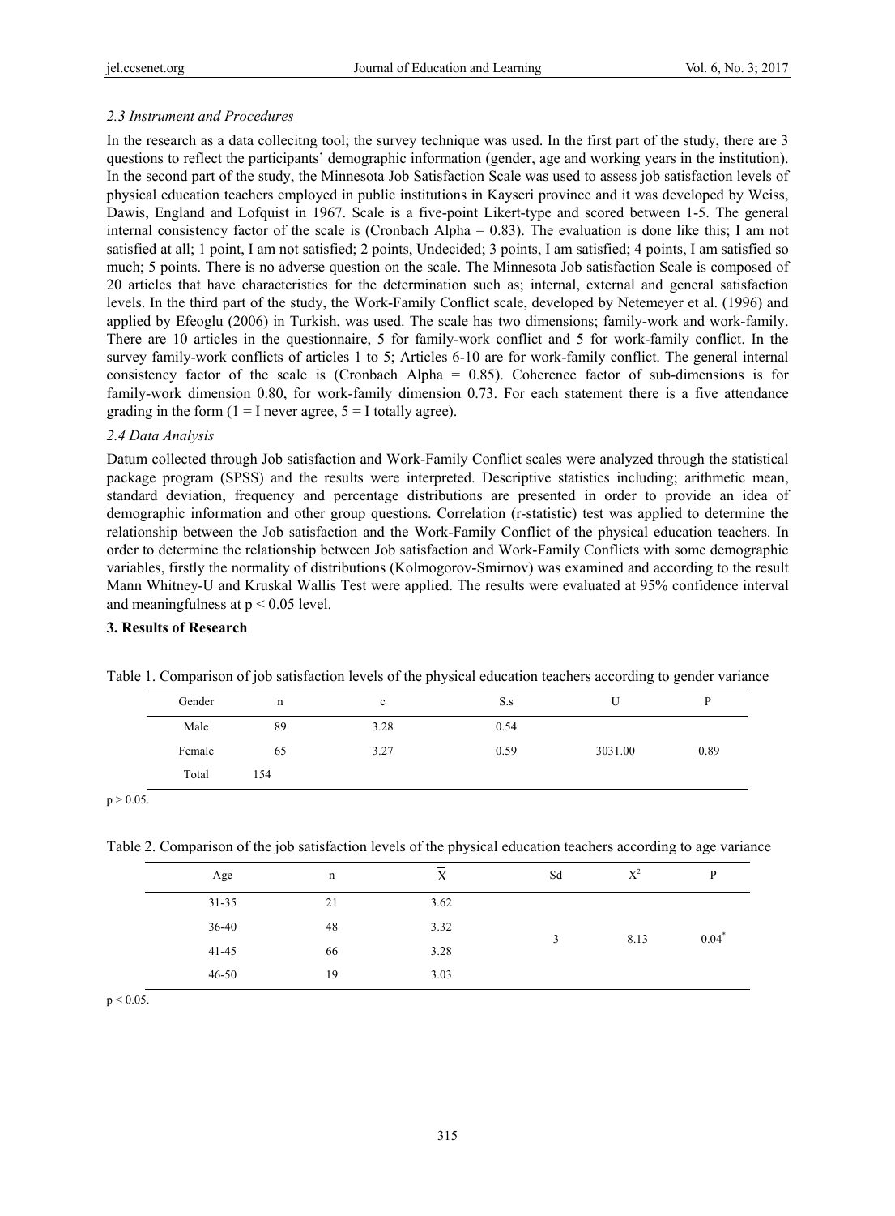### *2.3 Instrument and Procedures*

In the research as a data collecitng tool; the survey technique was used. In the first part of the study, there are 3 questions to reflect the participants' demographic information (gender, age and working years in the institution). In the second part of the study, the Minnesota Job Satisfaction Scale was used to assess job satisfaction levels of physical education teachers employed in public institutions in Kayseri province and it was developed by Weiss, Dawis, England and Lofquist in 1967. Scale is a five-point Likert-type and scored between 1-5. The general internal consistency factor of the scale is (Cronbach Alpha = 0.83). The evaluation is done like this; I am not satisfied at all; 1 point, I am not satisfied; 2 points, Undecided; 3 points, I am satisfied; 4 points, I am satisfied so much; 5 points. There is no adverse question on the scale. The Minnesota Job satisfaction Scale is composed of 20 articles that have characteristics for the determination such as; internal, external and general satisfaction levels. In the third part of the study, the Work-Family Conflict scale, developed by Netemeyer et al. (1996) and applied by Efeoglu (2006) in Turkish, was used. The scale has two dimensions; family-work and work-family. There are 10 articles in the questionnaire, 5 for family-work conflict and 5 for work-family conflict. In the survey family-work conflicts of articles 1 to 5; Articles 6-10 are for work-family conflict. The general internal consistency factor of the scale is (Cronbach Alpha = 0.85). Coherence factor of sub-dimensions is for family-work dimension 0.80, for work-family dimension 0.73. For each statement there is a five attendance grading in the form (1 = I never agree, 5 = I totally agree).

### *2.4 Data Analysis*

Datum collected through Job satisfaction and Work-Family Conflict scales were analyzed through the statistical package program (SPSS) and the results were interpreted. Descriptive statistics including; arithmetic mean, standard deviation, frequency and percentage distributions are presented in order to provide an idea of demographic information and other group questions. Correlation (r-statistic) test was applied to determine the relationship between the Job satisfaction and the Work-Family Conflict of the physical education teachers. In order to determine the relationship between Job satisfaction and Work-Family Conflicts with some demographic variables, firstly the normality of distributions (Kolmogorov-Smirnov) was examined and according to the result Mann Whitney-U and Kruskal Wallis Test were applied. The results were evaluated at 95% confidence interval and meaningfulness at $p < 0.05$ level.

## 3. Results of Research

Table 1. Comparison of job satisfaction levels of the physical education teachers according to gender variance

| Gender | n | c | S.s | U | P |
|---|---|---|---|---|---|
| Male | 89 | 3.28 | 0.54 | | |
| Female | 65 | 3.27 | 0.59 | 3031.00 | 0.89 |
| Total | 154 | | | | |

$p > 0.05$.

Table 2. Comparison of the job satisfaction levels of the physical education teachers according to age variance

| Age | n | $\overline{X}$ | Sd | $X^2$ | P |
|---|---|---|---|---|---|
| 31-35 | 21 | 3.62 | | | |
| 36-40 | 48 | 3.32 | 3 | 8.13 | $0.04^*$ |
| 41-45 | 66 | 3.28 | | | |
| 46-50 | 19 | 3.03 | | | |

$p < 0.05$.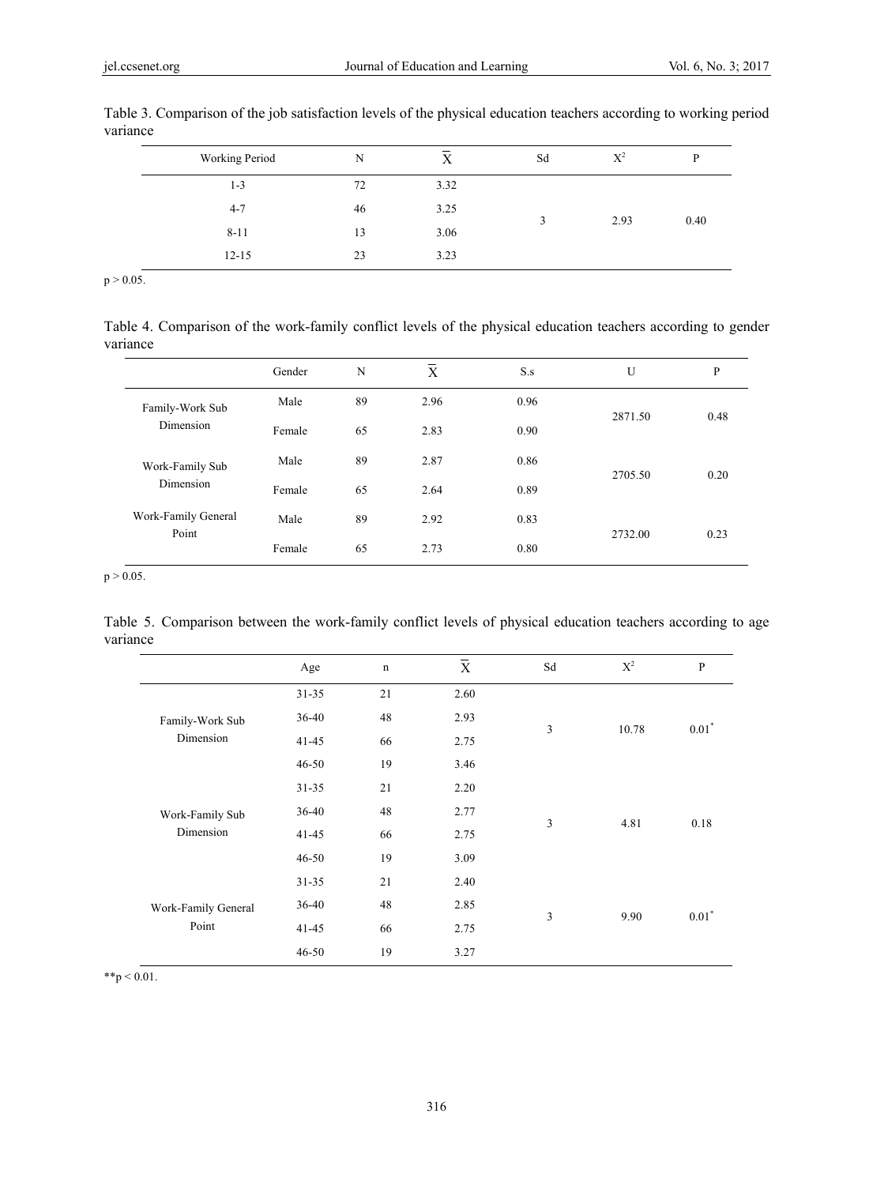Table 3. Comparison of the job satisfaction levels of the physical education teachers according to working period variance

| Working Period | N | $\overline{X}$ | Sd | $X^2$ | P |
|---|---|---|---|---|---|
| 1-3 | 72 | 3.32 | | | |
| 4-7 | 46 | 3.25 | 3 | 2.93 | 0.40 |
| 8-11 | 13 | 3.06 | | | |
| 12-15 | 23 | 3.23 | | | |

$p > 0.05$.

Table 4. Comparison of the work-family conflict levels of the physical education teachers according to gender variance

| | Gender | N | $\overline{X}$ | S.s | U | P |
|---|---|---|---|---|---|---|
| Family-Work Sub Dimension | Male | 89 | 2.96 | 0.96 | 2871.50 | 0.48 |
| | Female | 65 | 2.83 | 0.90 | | |
| Work-Family Sub Dimension | Male | 89 | 2.87 | 0.86 | 2705.50 | 0.20 |
| | Female | 65 | 2.64 | 0.89 | | |
| Work-Family General Point | Male | 89 | 2.92 | 0.83 | 2732.00 | 0.23 |
| | Female | 65 | 2.73 | 0.80 | | |

$p > 0.05$.

Table 5. Comparison between the work-family conflict levels of physical education teachers according to age variance

| | Age | n | $\overline{X}$ | Sd | $X^2$ | P |
|---|---|---|---|---|---|---|
| Family-Work Sub Dimension | 31-35 | 21 | 2.60 | | | |
| | 36-40 | 48 | 2.93 | 3 | 10.78 | 0.01* |
| | 41-45 | 66 | 2.75 | | | |
| | 46-50 | 19 | 3.46 | | | |
| Work-Family Sub Dimension | 31-35 | 21 | 2.20 | | | |
| | 36-40 | 48 | 2.77 | 3 | 4.81 | 0.18 |
| | 41-45 | 66 | 2.75 | | | |
| | 46-50 | 19 | 3.09 | | | |
| Work-Family General Point | 31-35 | 21 | 2.40 | | | |
| | 36-40 | 48 | 2.85 | 3 | 9.90 | 0.01* |
| | 41-45 | 66 | 2.75 | | | |
| | 46-50 | 19 | 3.27 | | | |

**$p < 0.01$.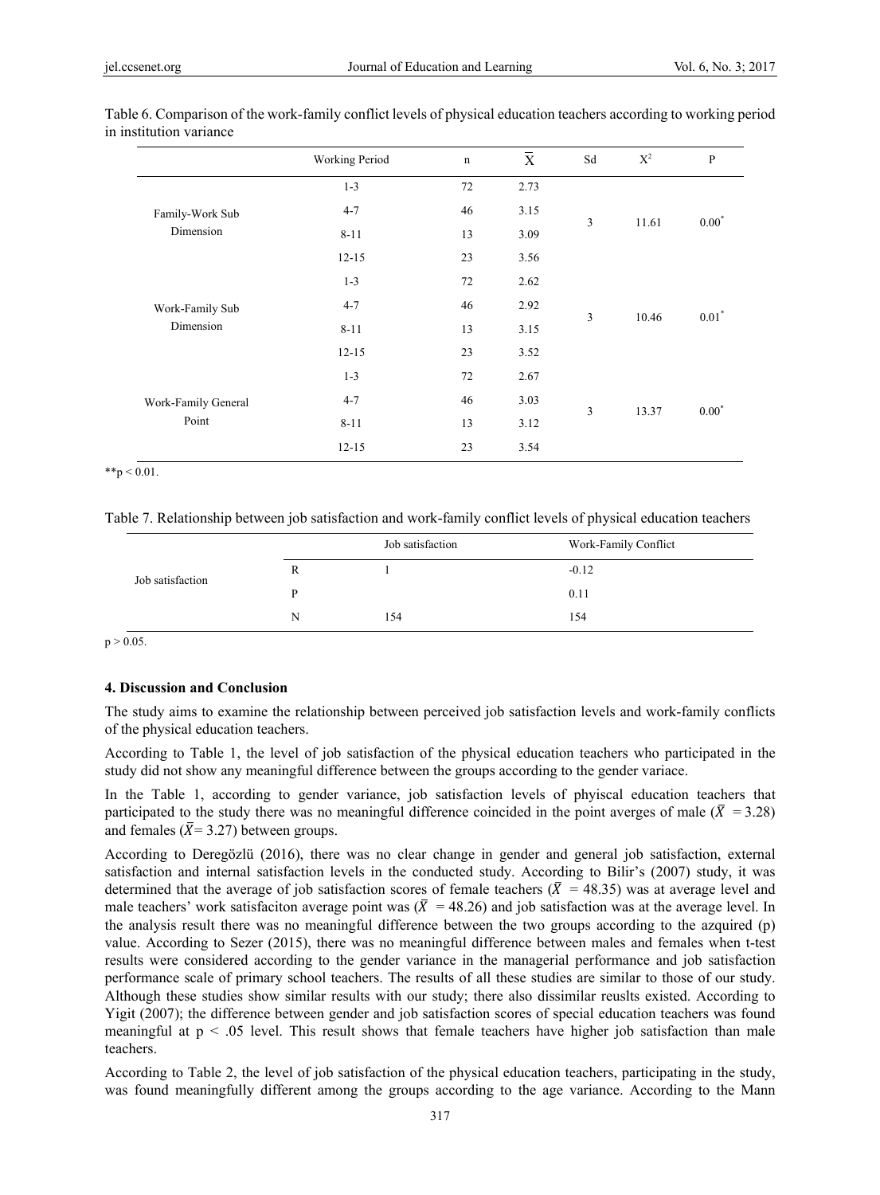Table 6. Comparison of the work-family conflict levels of physical education teachers according to working period in institution variance

| | Working Period | n | $\overline{X}$ | Sd | $X^2$ | P |
|---|---|---|---|---|---|---|
| Family-Work Sub Dimension | 1-3 | 72 | 2.73 | 3 | 11.61 | 0.00* |
| | 4-7 | 46 | 3.15 | | | |
| | 8-11 | 13 | 3.09 | | | |
| | 12-15 | 23 | 3.56 | | | |
| Work-Family Sub Dimension | 1-3 | 72 | 2.62 | 3 | 10.46 | 0.01* |
| | 4-7 | 46 | 2.92 | | | |
| | 8-11 | 13 | 3.15 | | | |
| | 12-15 | 23 | 3.52 | | | |
| Work-Family General Point | 1-3 | 72 | 2.67 | 3 | 13.37 | 0.00* |
| | 4-7 | 46 | 3.03 | | | |
| | 8-11 | 13 | 3.12 | | | |
| | 12-15 | 23 | 3.54 | | | |

**$p < 0.01$.

Table 7. Relationship between job satisfaction and work-family conflict levels of physical education teachers

| | | Job satisfaction | Work-Family Conflict |
|---|---|---|---|
| Job satisfaction | R | 1 | -0.12 |
| | P | | 0.11 |
| | N | 154 | 154 |

$p > 0.05$.

## 4. Discussion and Conclusion

The study aims to examine the relationship between perceived job satisfaction levels and work-family conflicts of the physical education teachers.

According to Table 1, the level of job satisfaction of the physical education teachers who participated in the study did not show any meaningful difference between the groups according to the gender variace.

In the Table 1, according to gender variance, job satisfaction levels of phyiscal education teachers that participated to the study there was no meaningful difference coincided in the point averges of male ($\bar{X}$ = 3.28) and females ($\bar{X}$= 3.27) between groups.

According to Deregözlü (2016), there was no clear change in gender and general job satisfaction, external satisfaction and internal satisfaction levels in the conducted study. According to Bilir's (2007) study, it was determined that the average of job satisfaction scores of female teachers ($\bar{X}$ = 48.35) was at average level and male teachers' work satisfaciton average point was ($\bar{X}$ = 48.26) and job satisfaction was at the average level. In the analysis result there was no meaningful difference between the two groups according to the azquired (p) value. According to Sezer (2015), there was no meaningful difference between males and females when t-test results were considered according to the gender variance in the managerial performance and job satisfaction performance scale of primary school teachers. The results of all these studies are similar to those of our study. Although these studies show similar results with our study; there also dissimilar reuslts existed. According to Yigit (2007); the difference between gender and job satisfaction scores of special education teachers was found meaningful at $p < .05$ level. This result shows that female teachers have higher job satisfaction than male teachers.

According to Table 2, the level of job satisfaction of the physical education teachers, participating in the study, was found meaningfully different among the groups according to the age variance. According to the Mann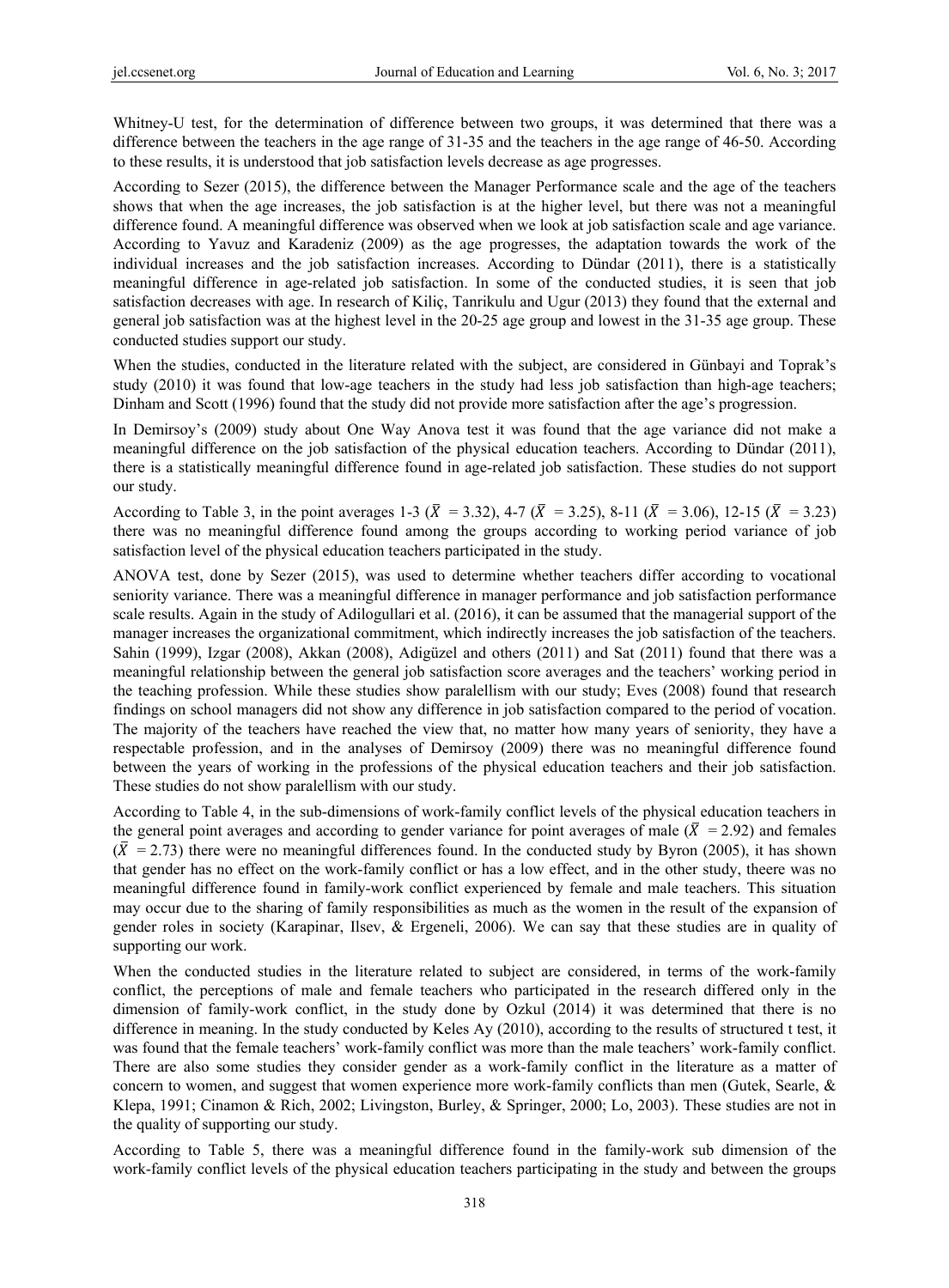Whitney-U test, for the determination of difference between two groups, it was determined that there was a difference between the teachers in the age range of 31-35 and the teachers in the age range of 46-50. According to these results, it is understood that job satisfaction levels decrease as age progresses.

According to Sezer (2015), the difference between the Manager Performance scale and the age of the teachers shows that when the age increases, the job satisfaction is at the higher level, but there was not a meaningful difference found. A meaningful difference was observed when we look at job satisfaction scale and age variance. According to Yavuz and Karadeniz (2009) as the age progresses, the adaptation towards the work of the individual increases and the job satisfaction increases. According to Dündar (2011), there is a statistically meaningful difference in age-related job satisfaction. In some of the conducted studies, it is seen that job satisfaction decreases with age. In research of Kiliç, Tanrikulu and Ugur (2013) they found that the external and general job satisfaction was at the highest level in the 20-25 age group and lowest in the 31-35 age group. These conducted studies support our study.

When the studies, conducted in the literature related with the subject, are considered in Günbayi and Toprak's study (2010) it was found that low-age teachers in the study had less job satisfaction than high-age teachers; Dinham and Scott (1996) found that the study did not provide more satisfaction after the age's progression.

In Demirsoy's (2009) study about One Way Anova test it was found that the age variance did not make a meaningful difference on the job satisfaction of the physical education teachers. According to Dündar (2011), there is a statistically meaningful difference found in age-related job satisfaction. These studies do not support our study.

According to Table 3, in the point averages 1-3 ($\bar{X}$ = 3.32), 4-7 ($\bar{X}$ = 3.25), 8-11 ($\bar{X}$ = 3.06), 12-15 ($\bar{X}$ = 3.23) there was no meaningful difference found among the groups according to working period variance of job satisfaction level of the physical education teachers participated in the study.

ANOVA test, done by Sezer (2015), was used to determine whether teachers differ according to vocational seniority variance. There was a meaningful difference in manager performance and job satisfaction performance scale results. Again in the study of Adilogullari et al. (2016), it can be assumed that the managerial support of the manager increases the organizational commitment, which indirectly increases the job satisfaction of the teachers. Sahin (1999), Izgar (2008), Akkan (2008), Adigüzel and others (2011) and Sat (2011) found that there was a meaningful relationship between the general job satisfaction score averages and the teachers' working period in the teaching profession. While these studies show paralellism with our study; Eves (2008) found that research findings on school managers did not show any difference in job satisfaction compared to the period of vocation. The majority of the teachers have reached the view that, no matter how many years of seniority, they have a respectable profession, and in the analyses of Demirsoy (2009) there was no meaningful difference found between the years of working in the professions of the physical education teachers and their job satisfaction. These studies do not show paralellism with our study.

According to Table 4, in the sub-dimensions of work-family conflict levels of the physical education teachers in the general point averages and according to gender variance for point averages of male ($\bar{X}$ = 2.92) and females ($\bar{X}$ = 2.73) there were no meaningful differences found. In the conducted study by Byron (2005), it has shown that gender has no effect on the work-family conflict or has a low effect, and in the other study, theere was no meaningful difference found in family-work conflict experienced by female and male teachers. This situation may occur due to the sharing of family responsibilities as much as the women in the result of the expansion of gender roles in society (Karapinar, Ilsev, & Ergeneli, 2006). We can say that these studies are in quality of supporting our work.

When the conducted studies in the literature related to subject are considered, in terms of the work-family conflict, the perceptions of male and female teachers who participated in the research differed only in the dimension of family-work conflict, in the study done by Ozkul (2014) it was determined that there is no difference in meaning. In the study conducted by Keles Ay (2010), according to the results of structured t test, it was found that the female teachers' work-family conflict was more than the male teachers' work-family conflict. There are also some studies they consider gender as a work-family conflict in the literature as a matter of concern to women, and suggest that women experience more work-family conflicts than men (Gutek, Searle, & Klepa, 1991; Cinamon & Rich, 2002; Livingston, Burley, & Springer, 2000; Lo, 2003). These studies are not in the quality of supporting our study.

According to Table 5, there was a meaningful difference found in the family-work sub dimension of the work-family conflict levels of the physical education teachers participating in the study and between the groups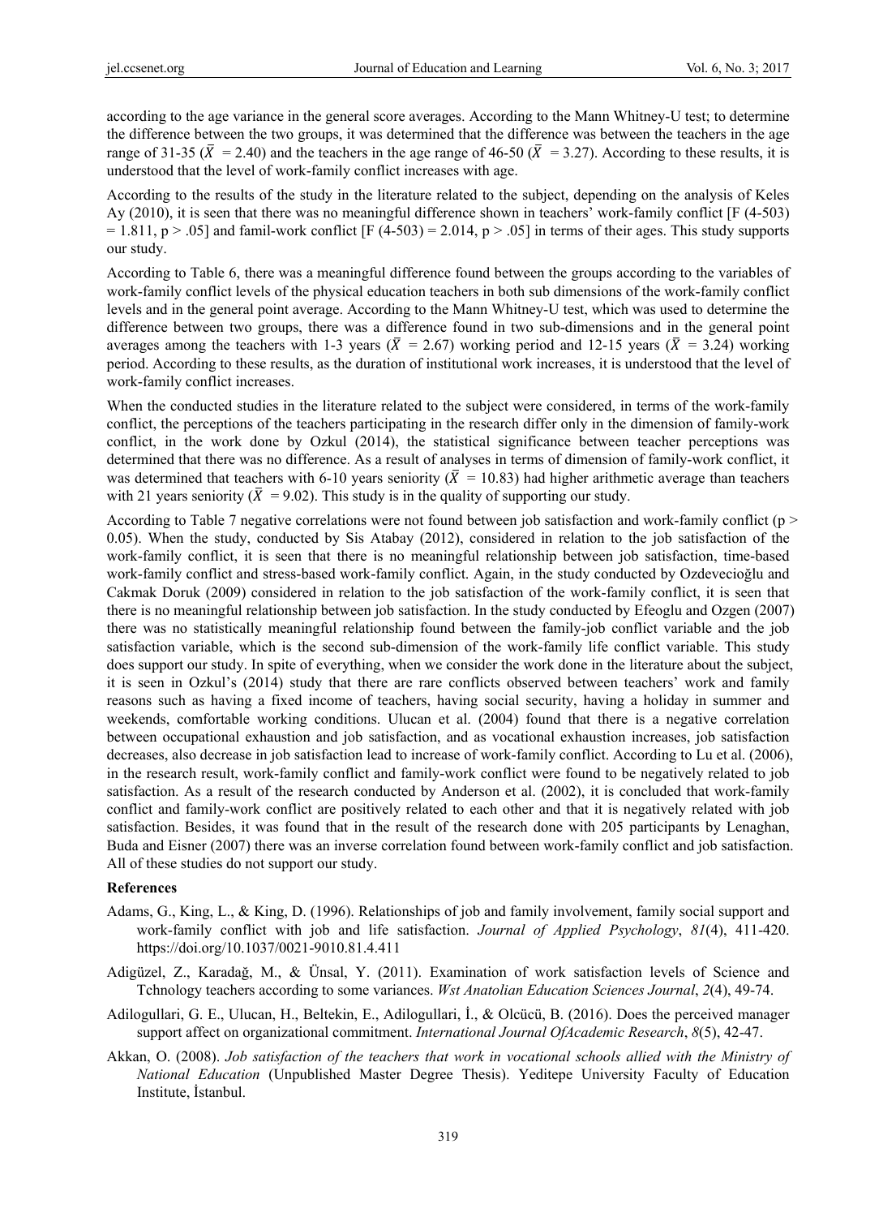according to the age variance in the general score averages. According to the Mann Whitney-U test; to determine the difference between the two groups, it was determined that the difference was between the teachers in the age range of 31-35 ($\bar{X}$ = 2.40) and the teachers in the age range of 46-50 ($\bar{X}$ = 3.27). According to these results, it is understood that the level of work-family conflict increases with age.

According to the results of the study in the literature related to the subject, depending on the analysis of Keles Ay (2010), it is seen that there was no meaningful difference shown in teachers' work-family conflict [$F$ (4-503) = 1.811, $p > .05$] and famil-work conflict [$F$ (4-503) = 2.014, $p > .05$] in terms of their ages. This study supports our study.

According to Table 6, there was a meaningful difference found between the groups according to the variables of work-family conflict levels of the physical education teachers in both sub dimensions of the work-family conflict levels and in the general point average. According to the Mann Whitney-U test, which was used to determine the difference between two groups, there was a difference found in two sub-dimensions and in the general point averages among the teachers with 1-3 years ($\bar{X}$ = 2.67) working period and 12-15 years ($\bar{X}$ = 3.24) working period. According to these results, as the duration of institutional work increases, it is understood that the level of work-family conflict increases.

When the conducted studies in the literature related to the subject were considered, in terms of the work-family conflict, the perceptions of the teachers participating in the research differ only in the dimension of family-work conflict, in the work done by Ozkul (2014), the statistical significance between teacher perceptions was determined that there was no difference. As a result of analyses in terms of dimension of family-work conflict, it was determined that teachers with 6-10 years seniority ($\bar{X}$ = 10.83) had higher arithmetic average than teachers with 21 years seniority ($\bar{X}$ = 9.02). This study is in the quality of supporting our study.

According to Table 7 negative correlations were not found between job satisfaction and work-family conflict ($p > 0.05$). When the study, conducted by Sis Atabay (2012), considered in relation to the job satisfaction of the work-family conflict, it is seen that there is no meaningful relationship between job satisfaction, time-based work-family conflict and stress-based work-family conflict. Again, in the study conducted by Ozdevecioğlu and Cakmak Doruk (2009) considered in relation to the job satisfaction of the work-family conflict, it is seen that there is no meaningful relationship between job satisfaction. In the study conducted by Efeoglu and Ozgen (2007) there was no statistically meaningful relationship found between the family-job conflict variable and the job satisfaction variable, which is the second sub-dimension of the work-family life conflict variable. This study does support our study. In spite of everything, when we consider the work done in the literature about the subject, it is seen in Ozkul's (2014) study that there are rare conflicts observed between teachers' work and family reasons such as having a fixed income of teachers, having social security, having a holiday in summer and weekends, comfortable working conditions. Ulucan et al. (2004) found that there is a negative correlation between occupational exhaustion and job satisfaction, and as vocational exhaustion increases, job satisfaction decreases, also decrease in job satisfaction lead to increase of work-family conflict. According to Lu et al. (2006), in the research result, work-family conflict and family-work conflict were found to be negatively related to job satisfaction. As a result of the research conducted by Anderson et al. (2002), it is concluded that work-family conflict and family-work conflict are positively related to each other and that it is negatively related with job satisfaction. Besides, it was found that in the result of the research done with 205 participants by Lenaghan, Buda and Eisner (2007) there was an inverse correlation found between work-family conflict and job satisfaction. All of these studies do not support our study.

## References

Adams, G., King, L., & King, D. (1996). Relationships of job and family involvement, family social support and work-family conflict with job and life satisfaction. *Journal of Applied Psychology*, *81*(4), 411-420. https://doi.org/10.1037/0021-9010.81.4.411

Adigüzel, Z., Karadağ, M., & Ünsal, Y. (2011). Examination of work satisfaction levels of Science and Tchnology teachers according to some variances. *Wst Anatolian Education Sciences Journal*, *2*(4), 49-74.

Adilogullari, G. E., Ulucan, H., Beltekin, E., Adilogullari, İ., & Olcücü, B. (2016). Does the perceived manager support affect on organizational commitment. *International Journal OfAcademic Research*, *8*(5), 42-47.

Akkan, O. (2008). *Job satisfaction of the teachers that work in vocational schools allied with the Ministry of National Education* (Unpublished Master Degree Thesis). Yeditepe University Faculty of Education Institute, İstanbul.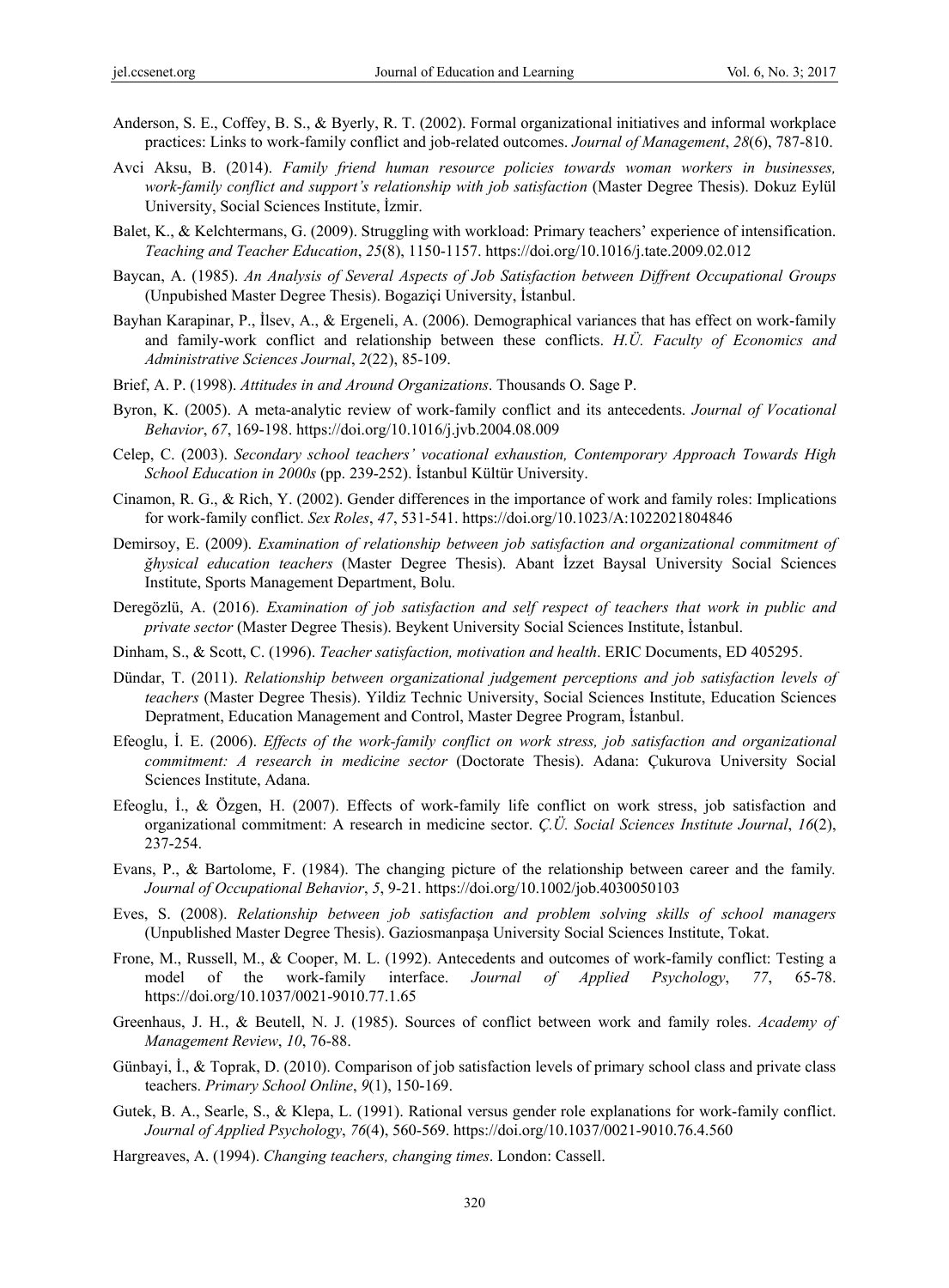Anderson, S. E., Coffey, B. S., & Byerly, R. T. (2002). Formal organizational initiatives and informal workplace practices: Links to work-family conflict and job-related outcomes. *Journal of Management*, *28*(6), 787-810.

Avci Aksu, B. (2014). *Family friend human resource policies towards woman workers in businesses, work-family conflict and support's relationship with job satisfaction* (Master Degree Thesis). Dokuz Eylül University, Social Sciences Institute, İzmir.

Balet, K., & Kelchtermans, G. (2009). Struggling with workload: Primary teachers' experience of intensification. *Teaching and Teacher Education*, *25*(8), 1150-1157. https://doi.org/10.1016/j.tate.2009.02.012

Baycan, A. (1985). *An Analysis of Several Aspects of Job Satisfaction between Diffrent Occupational Groups* (Unpubished Master Degree Thesis). Bogaziçi University, İstanbul.

Bayhan Karapinar, P., İlsev, A., & Ergeneli, A. (2006). Demographical variances that has effect on work-family and family-work conflict and relationship between these conflicts. *H.Ü. Faculty of Economics and Administrative Sciences Journal*, *2*(22), 85-109.

Brief, A. P. (1998). *Attitudes in and Around Organizations*. Thousands O. Sage P.

Byron, K. (2005). A meta-analytic review of work-family conflict and its antecedents. *Journal of Vocational Behavior*, *67*, 169-198. https://doi.org/10.1016/j.jvb.2004.08.009

Celep, C. (2003). *Secondary school teachers' vocational exhaustion, Contemporary Approach Towards High School Education in 2000s* (pp. 239-252). İstanbul Kültür University.

Cinamon, R. G., & Rich, Y. (2002). Gender differences in the importance of work and family roles: Implications for work-family conflict. *Sex Roles*, *47*, 531-541. https://doi.org/10.1023/A:1022021804846

Demirsoy, E. (2009). *Examination of relationship between job satisfaction and organizational commitment of ğhysical education teachers* (Master Degree Thesis). Abant İzzet Baysal University Social Sciences Institute, Sports Management Department, Bolu.

Deregözlü, A. (2016). *Examination of job satisfaction and self respect of teachers that work in public and private sector* (Master Degree Thesis). Beykent University Social Sciences Institute, İstanbul.

Dinham, S., & Scott, C. (1996). *Teacher satisfaction, motivation and health*. ERIC Documents, ED 405295.

Dündar, T. (2011). *Relationship between organizational judgement perceptions and job satisfaction levels of teachers* (Master Degree Thesis). Yildiz Technic University, Social Sciences Institute, Education Sciences Depratment, Education Management and Control, Master Degree Program, İstanbul.

Efeoglu, İ. E. (2006). *Effects of the work-family conflict on work stress, job satisfaction and organizational commitment: A research in medicine sector* (Doctorate Thesis). Adana: Çukurova University Social Sciences Institute, Adana.

Efeoglu, İ., & Özgen, H. (2007). Effects of work-family life conflict on work stress, job satisfaction and organizational commitment: A research in medicine sector. *Ç.Ü. Social Sciences Institute Journal*, *16*(2), 237-254.

Evans, P., & Bartolome, F. (1984). The changing picture of the relationship between career and the family. *Journal of Occupational Behavior*, *5*, 9-21. https://doi.org/10.1002/job.4030050103

Eves, S. (2008). *Relationship between job satisfaction and problem solving skills of school managers* (Unpublished Master Degree Thesis). Gaziosmanpaşa University Social Sciences Institute, Tokat.

Frone, M., Russell, M., & Cooper, M. L. (1992). Antecedents and outcomes of work-family conflict: Testing a model of the work-family interface. *Journal of Applied Psychology*, *77*, 65-78. https://doi.org/10.1037/0021-9010.77.1.65

Greenhaus, J. H., & Beutell, N. J. (1985). Sources of conflict between work and family roles. *Academy of Management Review*, *10*, 76-88.

Günbayi, İ., & Toprak, D. (2010). Comparison of job satisfaction levels of primary school class and private class teachers. *Primary School Online*, *9*(1), 150-169.

Gutek, B. A., Searle, S., & Klepa, L. (1991). Rational versus gender role explanations for work-family conflict. *Journal of Applied Psychology*, *76*(4), 560-569. https://doi.org/10.1037/0021-9010.76.4.560

Hargreaves, A. (1994). *Changing teachers, changing times*. London: Cassell.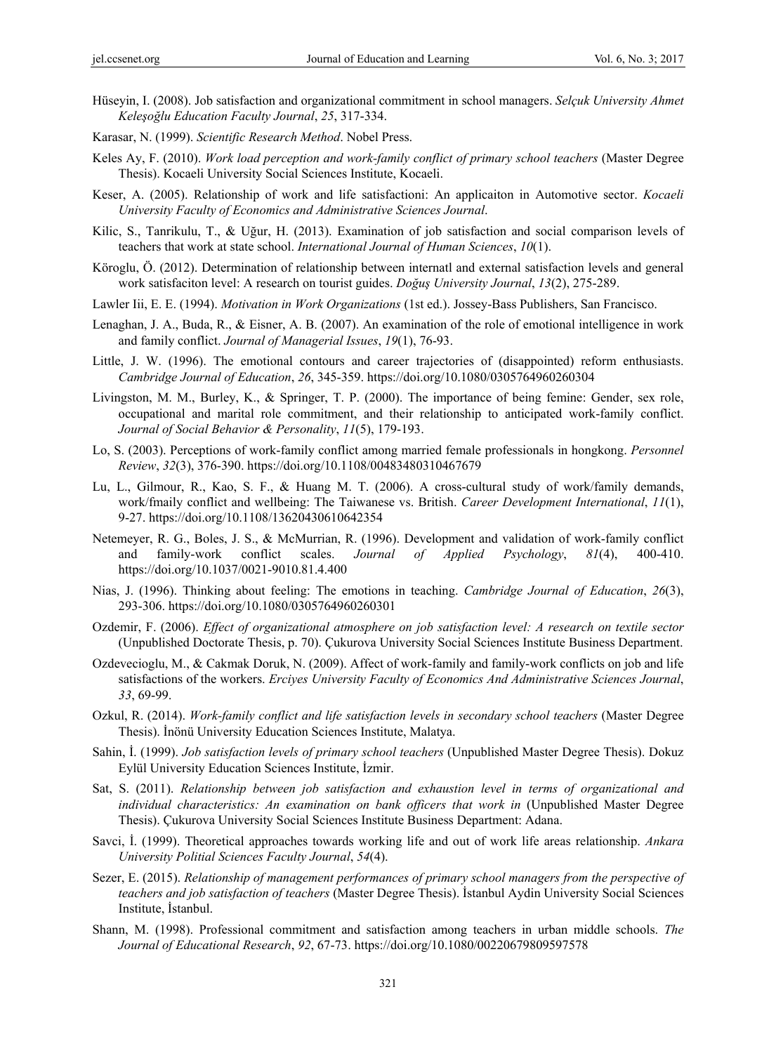Hüseyin, I. (2008). Job satisfaction and organizational commitment in school managers. *Selçuk University Ahmet Keleşoğlu Education Faculty Journal*, *25*, 317-334.

Karasar, N. (1999). *Scientific Research Method*. Nobel Press.

Keles Ay, F. (2010). *Work load perception and work-family conflict of primary school teachers* (Master Degree Thesis). Kocaeli University Social Sciences Institute, Kocaeli.

Keser, A. (2005). Relationship of work and life satisfactioni: An applicaiton in Automotive sector. *Kocaeli University Faculty of Economics and Administrative Sciences Journal*.

Kilic, S., Tanrikulu, T., & Uğur, H. (2013). Examination of job satisfaction and social comparison levels of teachers that work at state school. *International Journal of Human Sciences*, *10*(1).

Köroglu, Ö. (2012). Determination of relationship between internatl and external satisfaction levels and general work satisfaciton level: A research on tourist guides. *Doğuş University Journal*, *13*(2), 275-289.

Lawler Iii, E. E. (1994). *Motivation in Work Organizations* (1st ed.). Jossey-Bass Publishers, San Francisco.

Lenaghan, J. A., Buda, R., & Eisner, A. B. (2007). An examination of the role of emotional intelligence in work and family conflict. *Journal of Managerial Issues*, *19*(1), 76-93.

Little, J. W. (1996). The emotional contours and career trajectories of (disappointed) reform enthusiasts. *Cambridge Journal of Education*, *26*, 345-359. https://doi.org/10.1080/0305764960260304

Livingston, M. M., Burley, K., & Springer, T. P. (2000). The importance of being femine: Gender, sex role, occupational and marital role commitment, and their relationship to anticipated work-family conflict. *Journal of Social Behavior & Personality*, *11*(5), 179-193.

Lo, S. (2003). Perceptions of work-family conflict among married female professionals in hongkong. *Personnel Review*, *32*(3), 376-390. https://doi.org/10.1108/00483480310467679

Lu, L., Gilmour, R., Kao, S. F., & Huang M. T. (2006). A cross-cultural study of work/family demands, work/fmaily conflict and wellbeing: The Taiwanese vs. British. *Career Development International*, *11*(1), 9-27. https://doi.org/10.1108/13620430610642354

Netemeyer, R. G., Boles, J. S., & McMurrian, R. (1996). Development and validation of work-family conflict and family-work conflict scales. *Journal of Applied Psychology*, *81*(4), 400-410. https://doi.org/10.1037/0021-9010.81.4.400

Nias, J. (1996). Thinking about feeling: The emotions in teaching. *Cambridge Journal of Education*, *26*(3), 293-306. https://doi.org/10.1080/0305764960260301

Ozdemir, F. (2006). *Effect of organizational atmosphere on job satisfaction level: A research on textile sector* (Unpublished Doctorate Thesis, p. 70). Çukurova University Social Sciences Institute Business Department.

Ozdevecioglu, M., & Cakmak Doruk, N. (2009). Affect of work-family and family-work conflicts on job and life satisfactions of the workers. *Erciyes University Faculty of Economics And Administrative Sciences Journal*, *33*, 69-99.

Ozkul, R. (2014). *Work-family conflict and life satisfaction levels in secondary school teachers* (Master Degree Thesis). İnönü University Education Sciences Institute, Malatya.

Sahin, İ. (1999). *Job satisfaction levels of primary school teachers* (Unpublished Master Degree Thesis). Dokuz Eylül University Education Sciences Institute, İzmir.

Sat, S. (2011). *Relationship between job satisfaction and exhaustion level in terms of organizational and individual characteristics: An examination on bank officers that work in* (Unpublished Master Degree Thesis). Çukurova University Social Sciences Institute Business Department: Adana.

Savci, İ. (1999). Theoretical approaches towards working life and out of work life areas relationship. *Ankara University Politial Sciences Faculty Journal*, *54*(4).

Sezer, E. (2015). *Relationship of management performances of primary school managers from the perspective of teachers and job satisfaction of teachers* (Master Degree Thesis). İstanbul Aydin University Social Sciences Institute, İstanbul.

Shann, M. (1998). Professional commitment and satisfaction among teachers in urban middle schools. *The Journal of Educational Research*, *92*, 67-73. https://doi.org/10.1080/00220679809597578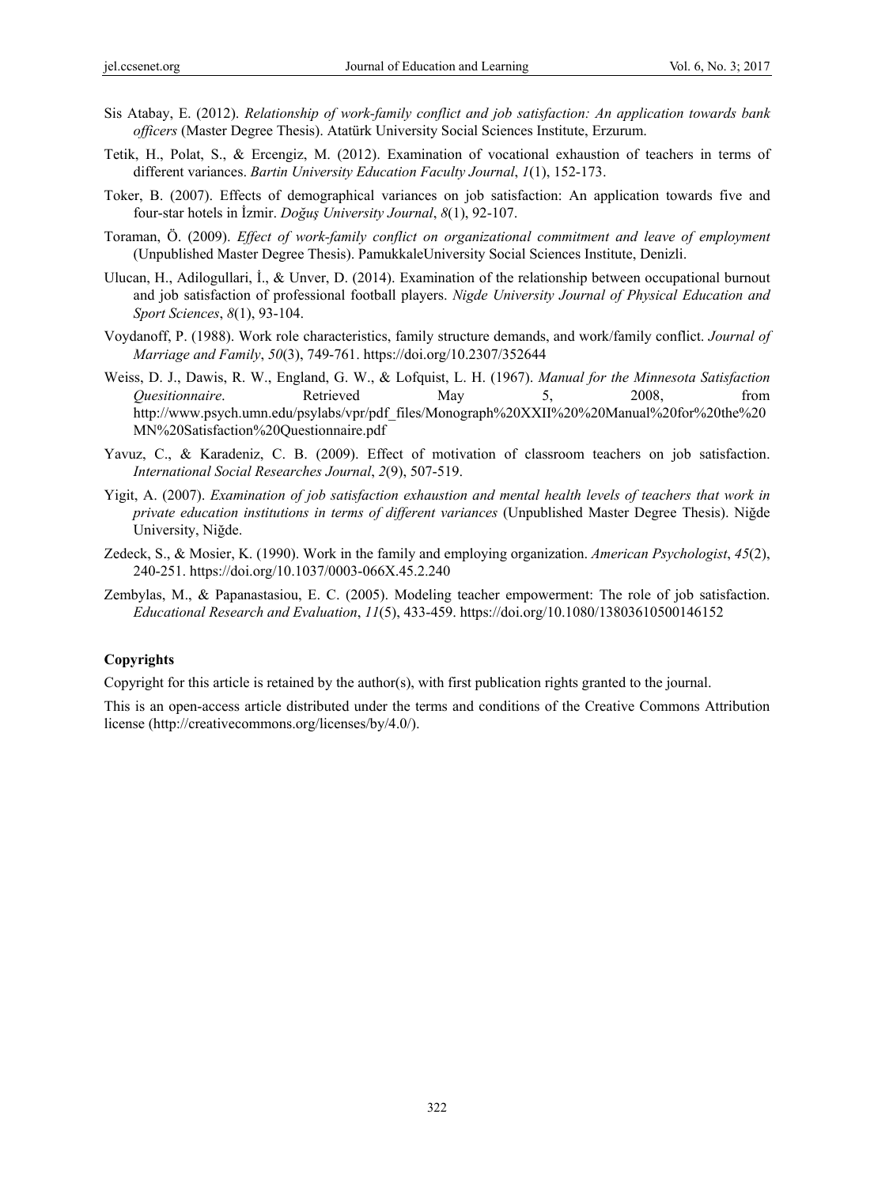Sis Atabay, E. (2012). *Relationship of work-family conflict and job satisfaction: An application towards bank officers* (Master Degree Thesis). Atatürk University Social Sciences Institute, Erzurum.

Tetik, H., Polat, S., & Ercengiz, M. (2012). Examination of vocational exhaustion of teachers in terms of different variances. *Bartin University Education Faculty Journal*, *1*(1), 152-173.

Toker, B. (2007). Effects of demographical variances on job satisfaction: An application towards five and four-star hotels in İzmir. *Doğuş University Journal*, *8*(1), 92-107.

Toraman, Ö. (2009). *Effect of work-family conflict on organizational commitment and leave of employment* (Unpublished Master Degree Thesis). PamukkaleUniversity Social Sciences Institute, Denizli.

Ulucan, H., Adilogullari, İ., & Unver, D. (2014). Examination of the relationship between occupational burnout and job satisfaction of professional football players. *Nigde University Journal of Physical Education and Sport Sciences*, *8*(1), 93-104.

Voydanoff, P. (1988). Work role characteristics, family structure demands, and work/family conflict. *Journal of Marriage and Family*, *50*(3), 749-761. https://doi.org/10.2307/352644

Weiss, D. J., Dawis, R. W., England, G. W., & Lofquist, L. H. (1967). *Manual for the Minnesota Satisfaction Quesitionnaire*. Retrieved May 5, 2008, from http://www.psych.umn.edu/psylabs/vpr/pdf_files/Monograph%20XXII%20%20Manual%20for%20the%20MN%20Satisfaction%20Questionnaire.pdf

Yavuz, C., & Karadeniz, C. B. (2009). Effect of motivation of classroom teachers on job satisfaction. *International Social Researches Journal*, *2*(9), 507-519.

Yigit, A. (2007). *Examination of job satisfaction exhaustion and mental health levels of teachers that work in private education institutions in terms of different variances* (Unpublished Master Degree Thesis). Niğde University, Niğde.

Zedeck, S., & Mosier, K. (1990). Work in the family and employing organization. *American Psychologist*, *45*(2), 240-251. https://doi.org/10.1037/0003-066X.45.2.240

Zembylas, M., & Papanastasiou, E. C. (2005). Modeling teacher empowerment: The role of job satisfaction. *Educational Research and Evaluation*, *11*(5), 433-459. https://doi.org/10.1080/13803610500146152

**Copyrights**

Copyright for this article is retained by the author(s), with first publication rights granted to the journal.

This is an open-access article distributed under the terms and conditions of the Creative Commons Attribution license (http://creativecommons.org/licenses/by/4.0/).